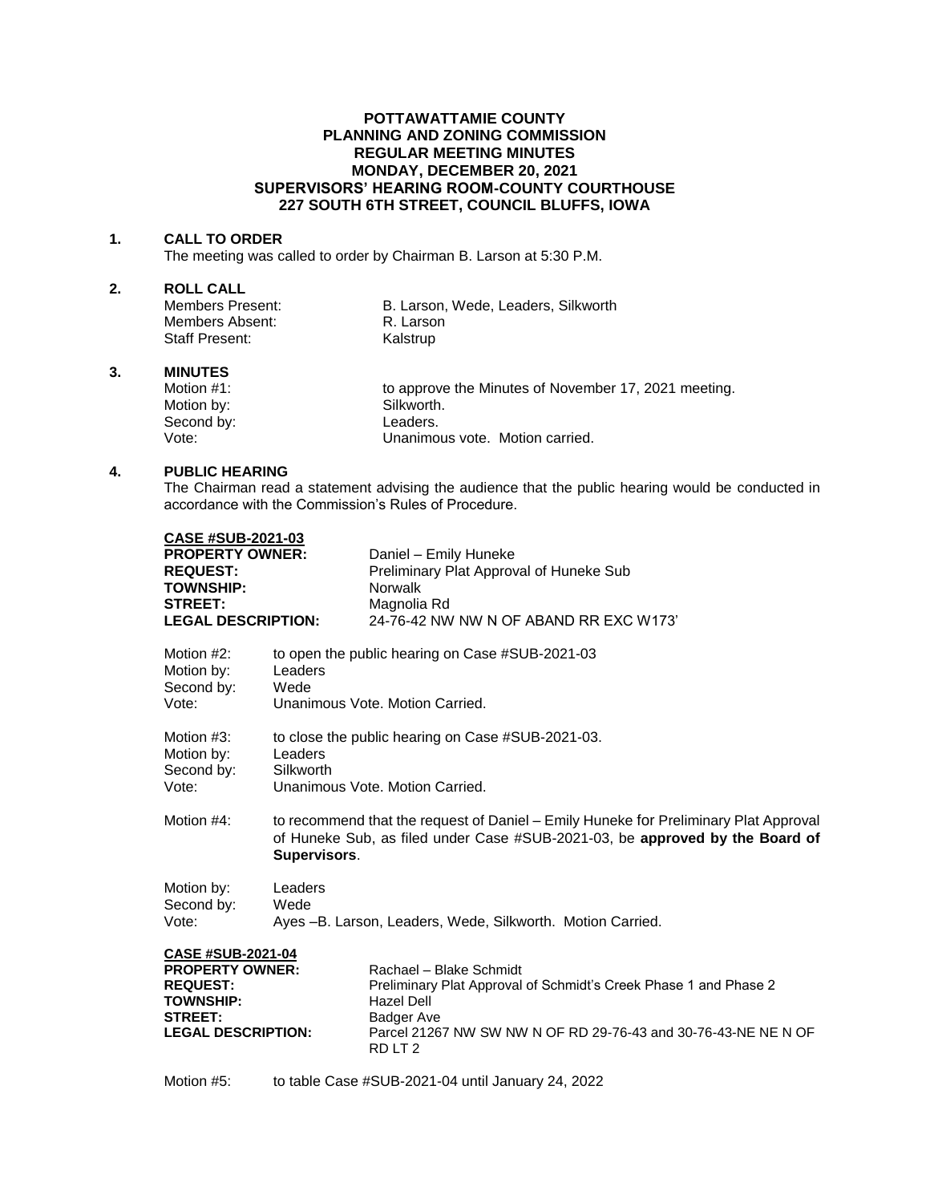# POTTAWATTAMIE COUNTY
# PLANNING AND ZONING COMMISSION
# REGULAR MEETING MINUTES
# MONDAY, DECEMBER 20, 2021
# SUPERVISORS' HEARING ROOM-COUNTY COURTHOUSE
# 227 SOUTH 6TH STREET, COUNCIL BLUFFS, IOWA

## 1. CALL TO ORDER

The meeting was called to order by Chairman B. Larson at 5:30 P.M.

## 2. ROLL CALL

| | |
|---|---|
| Members Present: | B. Larson, Wede, Leaders, Silkworth |
| Members Absent: | R. Larson |
| Staff Present: | Kalstrup |

## 3. MINUTES

| | |
|---|---|
| Motion #1: | to approve the Minutes of November 17, 2021 meeting. |
| Motion by: | Silkworth. |
| Second by: | Leaders. |
| Vote: | Unanimous vote. Motion carried. |

## 4. PUBLIC HEARING

The Chairman read a statement advising the audience that the public hearing would be conducted in accordance with the Commission's Rules of Procedure.

**CASE #SUB-2021-03**

| | |
|---|---|
| **PROPERTY OWNER:** | Daniel – Emily Huneke |
| **REQUEST:** | Preliminary Plat Approval of Huneke Sub |
| **TOWNSHIP:** | Norwalk |
| **STREET:** | Magnolia Rd |
| **LEGAL DESCRIPTION:** | 24-76-42 NW NW N OF ABAND RR EXC W173' |

| | |
|---|---|
| Motion #2: | to open the public hearing on Case #SUB-2021-03 |
| Motion by: | Leaders |
| Second by: | Wede |
| Vote: | Unanimous Vote. Motion Carried. |

| | |
|---|---|
| Motion #3: | to close the public hearing on Case #SUB-2021-03. |
| Motion by: | Leaders |
| Second by: | Silkworth |
| Vote: | Unanimous Vote. Motion Carried. |

Motion #4: to recommend that the request of Daniel – Emily Huneke for Preliminary Plat Approval of Huneke Sub, as filed under Case #SUB-2021-03, be **approved by the Board of Supervisors**.

| | |
|---|---|
| Motion by: | Leaders |
| Second by: | Wede |
| Vote: | Ayes –B. Larson, Leaders, Wede, Silkworth. Motion Carried. |

**CASE #SUB-2021-04**

| | |
|---|---|
| **PROPERTY OWNER:** | Rachael – Blake Schmidt |
| **REQUEST:** | Preliminary Plat Approval of Schmidt's Creek Phase 1 and Phase 2 |
| **TOWNSHIP:** | Hazel Dell |
| **STREET:** | Badger Ave |
| **LEGAL DESCRIPTION:** | Parcel 21267 NW SW NW N OF RD 29-76-43 and 30-76-43-NE NE N OF RD LT 2 |

Motion #5: to table Case #SUB-2021-04 until January 24, 2022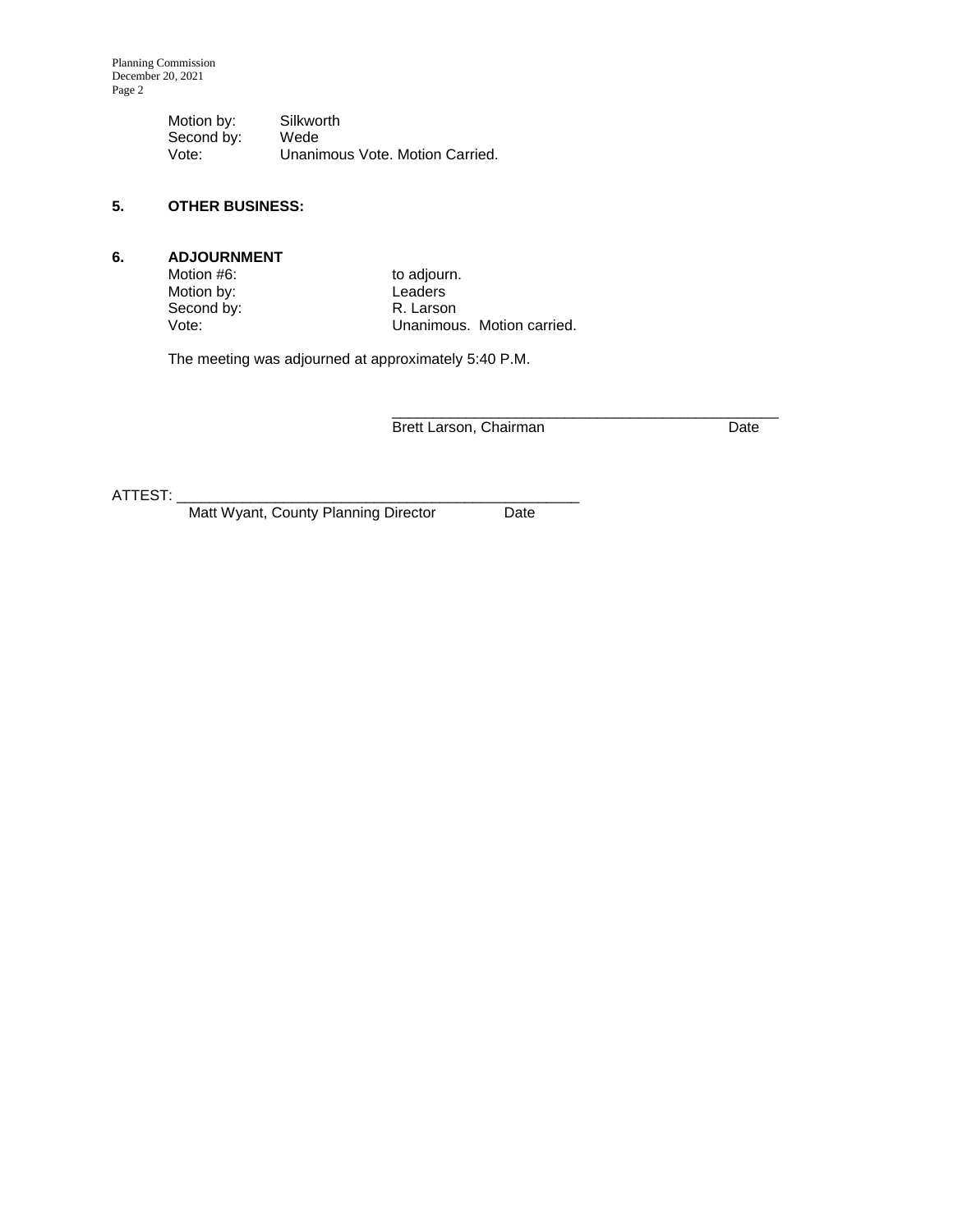Motion by: Silkworth
Second by: Wede
Vote: Unanimous Vote. Motion Carried.

**5. OTHER BUSINESS:**

**6. ADJOURNMENT**

Motion #6: to adjourn.
Motion by: Leaders
Second by: R. Larson
Vote: Unanimous. Motion carried.

The meeting was adjourned at approximately 5:40 P.M.

_______________________________________________
Brett Larson, Chairman Date

ATTEST: _______________________________________________
Matt Wyant, County Planning Director Date